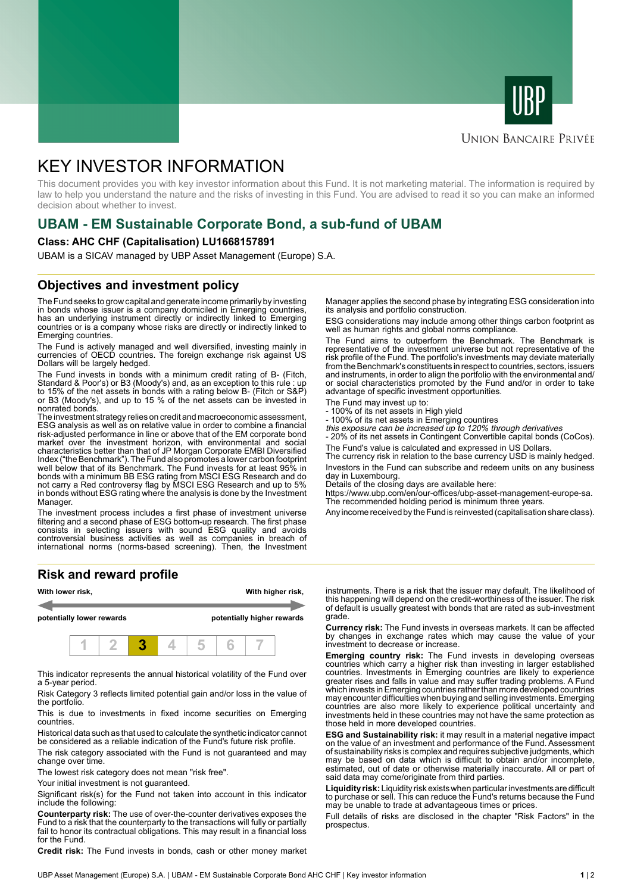UBP

Union Bancaire Privée

# KEY INVESTOR INFORMATION

This document provides you with key investor information about this Fund. It is not marketing material. The information is required by law to help you understand the nature and the risks of investing in this Fund. You are advised to read it so you can make an informed decision about whether to invest.

## UBAM - EM Sustainable Corporate Bond, a sub-fund of UBAM

### Class: AHC CHF (Capitalisation) LU1668157891

UBAM is a SICAV managed by UBP Asset Management (Europe) S.A.

## Objectives and investment policy

The Fund seeks to grow capital and generate income primarily by investing in bonds whose issuer is a company domiciled in Emerging countries, has an underlying instrument directly or indirectly linked to Emerging countries or is a company whose risks are directly or indirectly linked to Emerging countries.

The Fund is actively managed and well diversified, investing mainly in currencies of OECD countries. The foreign exchange risk against US Dollars will be largely hedged.

The Fund invests in bonds with a minimum credit rating of B- (Fitch, Standard & Poor's) or B3 (Moody's) and, as an exception to this rule : up to 15% of the net assets in bonds with a rating below B- (Fitch or S&P) or B3 (Moody's), and up to 15 % of the net assets can be invested in nonrated bonds.

The investment strategy relies on credit and macroeconomic assessment, ESG analysis as well as on relative value in order to combine a financial risk-adjusted performance in line or above that of the EM corporate bond market over the investment horizon, with environmental and social characteristics better than that of JP Morgan Corporate EMBI Diversified Index ("the Benchmark"). The Fund also promotes a lower carbon footprint well below that of its Benchmark. The Fund invests for at least 95% in bonds with a minimum BB ESG rating from MSCI ESG Research and do not carry a Red controversy flag by MSCI ESG Research and up to 5% in bonds without ESG rating where the analysis is done by the Investment Manager.

The investment process includes a first phase of investment universe filtering and a second phase of ESG bottom-up research. The first phase consists in selecting issuers with sound ESG quality and avoids controversial business activities as well as companies in breach of international norms (norms-based screening). Then, the Investment Manager applies the second phase by integrating ESG consideration into its analysis and portfolio construction.

ESG considerations may include among other things carbon footprint as well as human rights and global norms compliance.

The Fund aims to outperform the Benchmark. The Benchmark is representative of the investment universe but not representative of the risk profile of the Fund. The portfolio's investments may deviate materially from the Benchmark's constituents in respect to countries, sectors, issuers and instruments, in order to align the portfolio with the environmental and/or social characteristics promoted by the Fund and/or in order to take advantage of specific investment opportunities.

The Fund may invest up to:
- 100% of its net assets in High yield
- 100% of its net assets in Emerging countires
*this exposure can be increased up to 120% through derivatives*
- 20% of its net assets in Contingent Convertible capital bonds (CoCos).

The Fund's value is calculated and expressed in US Dollars.
The currency risk in relation to the base currency USD is mainly hedged.

Investors in the Fund can subscribe and redeem units on any business day in Luxembourg.
Details of the closing days are available here:
https://www.ubp.com/en/our-offices/ubp-asset-management-europe-sa.
The recommended holding period is minimum three years.

Any income received by the Fund is reinvested (capitalisation share class).

## Risk and reward profile

**With lower risk,** — **With higher risk,**

**potentially lower rewards** — **potentially higher rewards**

| 1 | 2 | **3** | 4 | 5 | 6 | 7 |
|---|---|---|---|---|---|---|

This indicator represents the annual historical volatility of the Fund over a 5-year period.

Risk Category 3 reflects limited potential gain and/or loss in the value of the portfolio.

This is due to investments in fixed income securities on Emerging countries.

Historical data such as that used to calculate the synthetic indicator cannot be considered as a reliable indication of the Fund's future risk profile.

The risk category associated with the Fund is not guaranteed and may change over time.

The lowest risk category does not mean "risk free".

Your initial investment is not guaranteed.

Significant risk(s) for the Fund not taken into account in this indicator include the following:

**Counterparty risk:** The use of over-the-counter derivatives exposes the Fund to a risk that the counterparty to the transactions will fully or partially fail to honor its contractual obligations. This may result in a financial loss for the Fund.

**Credit risk:** The Fund invests in bonds, cash or other money market instruments. There is a risk that the issuer may default. The likelihood of this happening will depend on the credit-worthiness of the issuer. The risk of default is usually greatest with bonds that are rated as sub-investment grade.

**Currency risk:** The Fund invests in overseas markets. It can be affected by changes in exchange rates which may cause the value of your investment to decrease or increase.

**Emerging country risk:** The Fund invests in developing overseas countries which carry a higher risk than investing in larger established countries. Investments in Emerging countries are likely to experience greater rises and falls in value and may suffer trading problems. A Fund which invests in Emerging countries rather than more developed countries may encounter difficulties when buying and selling investments. Emerging countries are also more likely to experience political uncertainty and investments held in these countries may not have the same protection as those held in more developed countries.

**ESG and Sustainability risk:** it may result in a material negative impact on the value of an investment and performance of the Fund. Assessment of sustainability risks is complex and requires subjective judgments, which may be based on data which is difficult to obtain and/or incomplete, estimated, out of date or otherwise materially inaccurate. All or part of said data may come/originate from third parties.

**Liquidity risk:** Liquidity risk exists when particular investments are difficult to purchase or sell. This can reduce the Fund's returns because the Fund may be unable to trade at advantageous times or prices.

Full details of risks are disclosed in the chapter "Risk Factors" in the prospectus.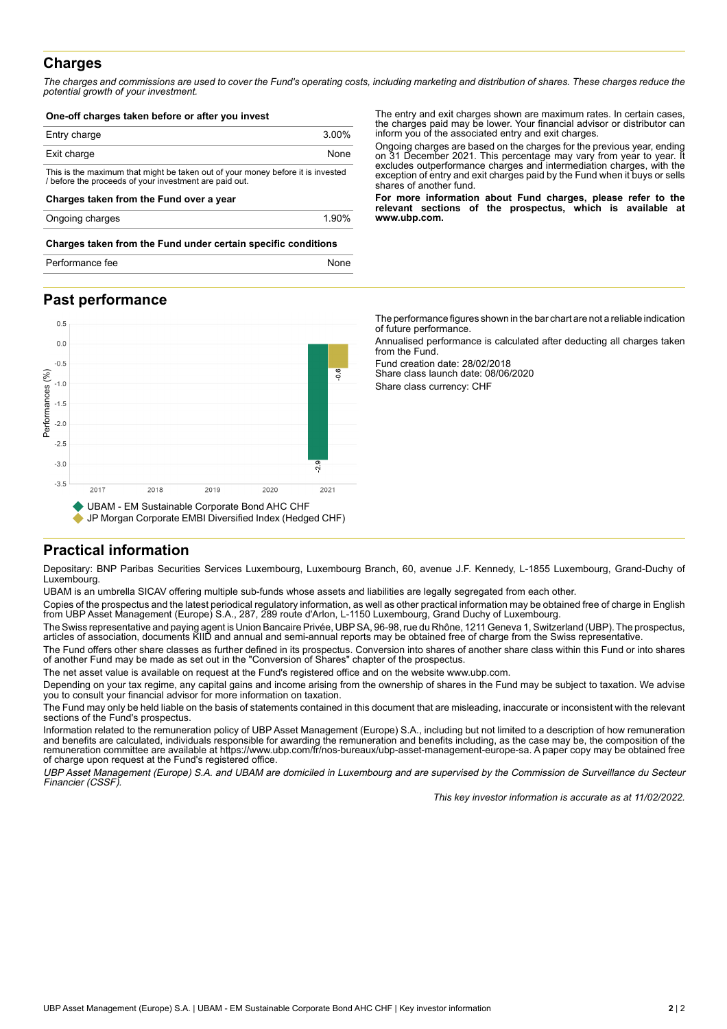## Charges

*The charges and commissions are used to cover the Fund's operating costs, including marketing and distribution of shares. These charges reduce the potential growth of your investment.*

| One-off charges taken before or after you invest | |
|---|---|
| Entry charge | 3.00% |
| Exit charge | None |

This is the maximum that might be taken out of your money before it is invested / before the proceeds of your investment are paid out.

| Charges taken from the Fund over a year | |
|---|---|
| Ongoing charges | 1.90% |

| Charges taken from the Fund under certain specific conditions | |
|---|---|
| Performance fee | None |

The entry and exit charges shown are maximum rates. In certain cases, the charges paid may be lower. Your financial advisor or distributor can inform you of the associated entry and exit charges.

Ongoing charges are based on the charges for the previous year, ending on 31 December 2021. This percentage may vary from year to year. It excludes outperformance charges and intermediation charges, with the exception of entry and exit charges paid by the Fund when it buys or sells shares of another fund.

**For more information about Fund charges, please refer to the relevant sections of the prospectus, which is available at www.ubp.com.**

## Past performance

Performances (%)

0.5
0.0
-0.5
-1.0
-1.5
-2.0
-2.5
-3.0
-3.5

2017 2018 2019 2020 2021

-2.9
-0.6

UBAM - EM Sustainable Corporate Bond AHC CHF
JP Morgan Corporate EMBI Diversified Index (Hedged CHF)

The performance figures shown in the bar chart are not a reliable indication of future performance.

Annualised performance is calculated after deducting all charges taken from the Fund.

Fund creation date: 28/02/2018
Share class launch date: 08/06/2020
Share class currency: CHF

## Practical information

Depositary: BNP Paribas Securities Services Luxembourg, Luxembourg Branch, 60, avenue J.F. Kennedy, L-1855 Luxembourg, Grand-Duchy of Luxembourg.

UBAM is an umbrella SICAV offering multiple sub-funds whose assets and liabilities are legally segregated from each other.

Copies of the prospectus and the latest periodical regulatory information, as well as other practical information may be obtained free of charge in English from UBP Asset Management (Europe) S.A., 287, 289 route d'Arlon, L-1150 Luxembourg, Grand Duchy of Luxembourg.

The Swiss representative and paying agent is Union Bancaire Privée, UBP SA, 96-98, rue du Rhône, 1211 Geneva 1, Switzerland (UBP). The prospectus, articles of association, documents KIID and annual and semi-annual reports may be obtained free of charge from the Swiss representative.

The Fund offers other share classes as further defined in its prospectus. Conversion into shares of another share class within this Fund or into shares of another Fund may be made as set out in the "Conversion of Shares" chapter of the prospectus.

The net asset value is available on request at the Fund's registered office and on the website www.ubp.com.

Depending on your tax regime, any capital gains and income arising from the ownership of shares in the Fund may be subject to taxation. We advise you to consult your financial advisor for more information on taxation.

The Fund may only be held liable on the basis of statements contained in this document that are misleading, inaccurate or inconsistent with the relevant sections of the Fund's prospectus.

Information related to the remuneration policy of UBP Asset Management (Europe) S.A., including but not limited to a description of how remuneration and benefits are calculated, individuals responsible for awarding the remuneration and benefits including, as the case may be, the composition of the remuneration committee are available at https://www.ubp.com/fr/nos-bureaux/ubp-asset-management-europe-sa. A paper copy may be obtained free of charge upon request at the Fund's registered office.

*UBP Asset Management (Europe) S.A. and UBAM are domiciled in Luxembourg and are supervised by the Commission de Surveillance du Secteur Financier (CSSF).*

*This key investor information is accurate as at 11/02/2022.*